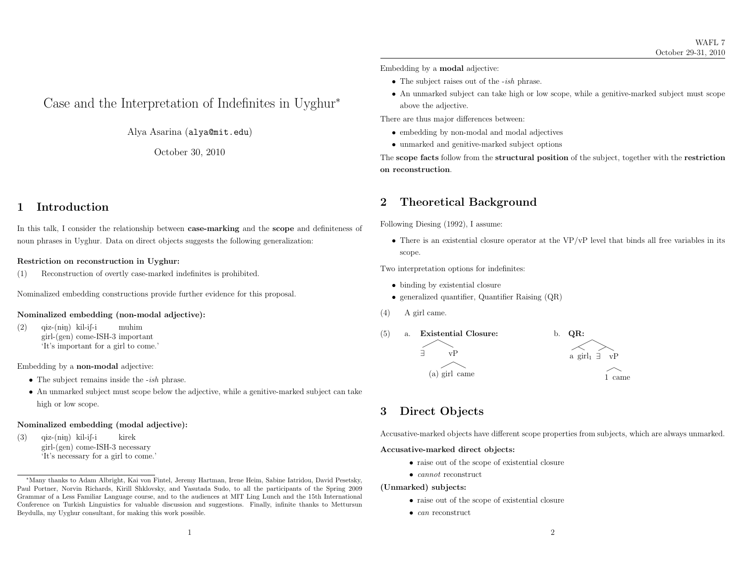# Case and the Interpretation of Indefinites in Uyghur*

Alya Asarina (alya@mit.edu)

October 30, 2010

## 1 Introduction

In this talk, I consider the relationship between **case-marking** and the **scope** and definiteness of noun phrases in Uyghur. Data on direct objects suggests the following generalization:

**Restriction on reconstruction in Uyghur:**

(1) Reconstruction of overtly case-marked indefinites is prohibited.

Nominalized embedding constructions provide further evidence for this proposal.

**Nominalized embedding (non-modal adjective):**

(2) qiz-(niŋ) kil-iʃ-i muhim
girl-(gen) come-ISH-3 important
'It's important for a girl to come.'

Embedding by a **non-modal** adjective:

- The subject remains inside the *-ish* phrase.
- An unmarked subject must scope below the adjective, while a genitive-marked subject can take high or low scope.

**Nominalized embedding (modal adjective):**

(3) qiz-(niŋ) kil-iʃ-i kirek
girl-(gen) come-ISH-3 necessary
'It's necessary for a girl to come.'

Embedding by a **modal** adjective:

- The subject raises out of the *-ish* phrase.
- An unmarked subject can take high or low scope, while a genitive-marked subject must scope above the adjective.

There are thus major differences between:

- embedding by non-modal and modal adjectives
- unmarked and genitive-marked subject options

The **scope facts** follow from the **structural position** of the subject, together with the **restriction on reconstruction**.

## 2 Theoretical Background

Following Diesing (1992), I assume:

- There is an existential closure operator at the VP/vP level that binds all free variables in its scope.

Two interpretation options for indefinites:

- binding by existential closure
- generalized quantifier, Quantifier Raising (QR)

(4) A girl came.

(5) a. **Existential Closure:** [ ∃ [vP (a) girl came ] ]

b. **QR:** [ [a girl$_1$] [ ∃ [vP 1 came ] ] ]

## 3 Direct Objects

Accusative-marked objects have different scope properties from subjects, which are always unmarked.

**Accusative-marked direct objects:**

- raise out of the scope of existential closure
- *cannot* reconstruct

**(Unmarked) subjects:**

- raise out of the scope of existential closure
- *can* reconstruct

---

*Many thanks to Adam Albright, Kai von Fintel, Jeremy Hartman, Irene Heim, Sabine Iatridou, David Pesetsky, Paul Portner, Norvin Richards, Kirill Shklovsky, and Yasutada Sudo, to all the participants of the Spring 2009 Grammar of a Less Familiar Language course, and to the audiences at MIT Ling Lunch and the 15th International Conference on Turkish Linguistics for valuable discussion and suggestions. Finally, infinite thanks to Mettursun Beydulla, my Uyghur consultant, for making this work possible.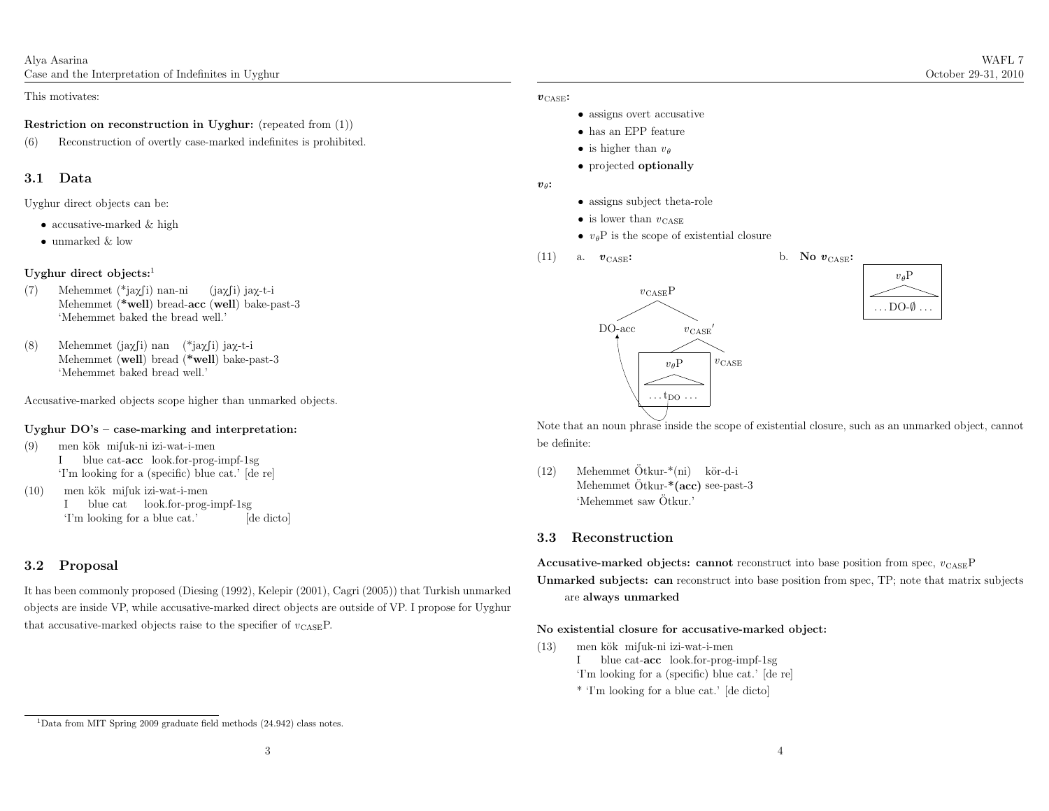This motivates:

**Restriction on reconstruction in Uyghur:** (repeated from (1))

(6) Reconstruction of overtly case-marked indefinites is prohibited.

## 3.1 Data

Uyghur direct objects can be:

- accusative-marked & high
- unmarked & low

**Uyghur direct objects:**[1]

(7) Mehemmet (*jaχʃi) nan-ni (jaχʃi) jaχ-t-i
Mehemmet (***well**) bread-**acc** (**well**) bake-past-3
'Mehemmet baked the bread well.'

(8) Mehemmet (jaχʃi) nan (*jaχʃi) jaχ-t-i
Mehemmet (**well**) bread (***well**) bake-past-3
'Mehemmet baked bread well.'

Accusative-marked objects scope higher than unmarked objects.

**Uyghur DO's – case-marking and interpretation:**

(9) men kök miʃuk-ni izi-wat-i-men
I blue cat-**acc** look.for-prog-impf-1sg
'I'm looking for a (specific) blue cat.' [de re]

(10) men kök miʃuk izi-wat-i-men
I blue cat look.for-prog-impf-1sg
'I'm looking for a blue cat.' [de dicto]

## 3.2 Proposal

It has been commonly proposed (Diesing (1992), Kelepir (2001), Cagri (2005)) that Turkish unmarked objects are inside VP, while accusative-marked direct objects are outside of VP. I propose for Uyghur that accusative-marked objects raise to the specifier of $v_{\text{CASE}}$P.

**$v_{\text{CASE}}$:**

- assigns overt accusative
- has an EPP feature
- is higher than $v_\theta$
- projected **optionally**

**$v_\theta$:**

- assigns subject theta-role
- is lower than $v_{\text{CASE}}$
- $v_\theta$P is the scope of existential closure

(11) a. **$v_{\text{CASE}}$:** [$_{v_{\text{CASE}}\text{P}}$ DO-acc [$_{v_{\text{CASE}}'}$ [$_{v_\theta\text{P}}$ … $t_{\text{DO}}$ … ] $v_{\text{CASE}}$ ]]

b. **No $v_{\text{CASE}}$:** [$_{v_\theta\text{P}}$ … DO-∅ … ]

Note that an noun phrase inside the scope of existential closure, such as an unmarked object, cannot be definite:

(12) Mehemmet Ötkur-*(ni) kör-d-i
Mehemmet Ötkur-***(acc)** see-past-3
'Mehemmet saw Ötkur.'

## 3.3 Reconstruction

**Accusative-marked objects: cannot** reconstruct into base position from spec, $v_{\text{CASE}}$P

**Unmarked subjects: can** reconstruct into base position from spec, TP; note that matrix subjects are **always unmarked**

**No existential closure for accusative-marked object:**

(13) men kök miʃuk-ni izi-wat-i-men
I blue cat-**acc** look.for-prog-impf-1sg
'I'm looking for a (specific) blue cat.' [de re]
* 'I'm looking for a blue cat.' [de dicto]

[1] Data from MIT Spring 2009 graduate field methods (24.942) class notes.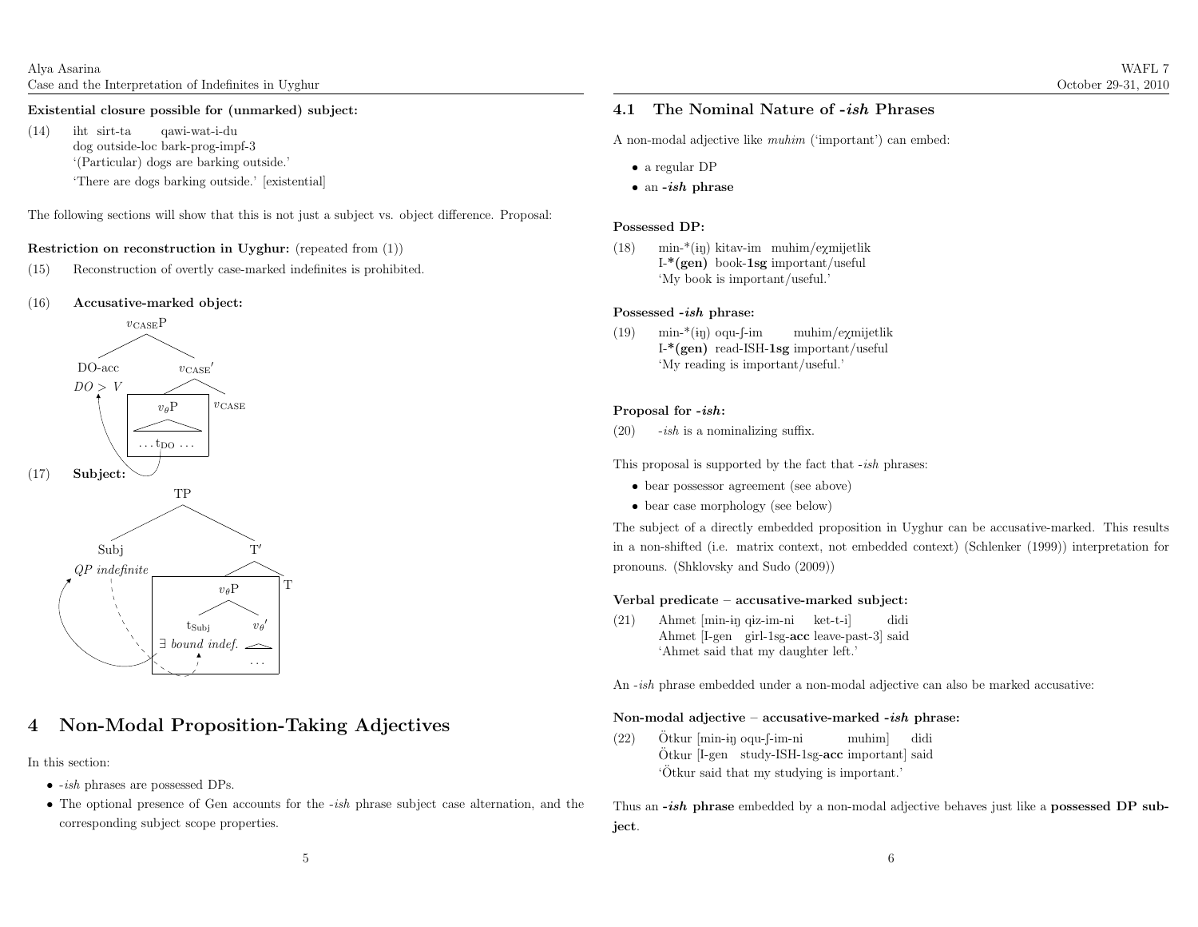**Existential closure possible for (unmarked) subject:**

(14) iht sirt-ta qawi-wat-i-du
dog outside-loc bark-prog-impf-3
'(Particular) dogs are barking outside.'
'There are dogs barking outside.' [existential]

The following sections will show that this is not just a subject vs. object difference. Proposal:

**Restriction on reconstruction in Uyghur:** (repeated from (1))

(15) Reconstruction of overtly case-marked indefinites is prohibited.

(16) **Accusative-marked object:**

```
              v_CASE P
             /        \
        DO-acc        v_CASE'
        DO > V        /      \
                  v_θP      v_CASE
                 /____\
                … t_DO …
```

(17) **Subject:**

```
                    TP
                  /    \
              Subj      T'
        QP indefinite  /   \
                    v_θP    T
                   /    \
               t_Subj   v_θ'
        ∃ bound indef.   …
```

# 4 Non-Modal Proposition-Taking Adjectives

In this section:

- *-ish* phrases are possessed DPs.
- The optional presence of Gen accounts for the *-ish* phrase subject case alternation, and the corresponding subject scope properties.

## 4.1 The Nominal Nature of *-ish* Phrases

A non-modal adjective like *muhim* ('important') can embed:

- a regular DP
- an ***-ish* phrase**

**Possessed DP:**

(18) min-*(iŋ) kitav-im muhim/eχmijetlik
I-***(gen)** book-**1sg** important/useful
'My book is important/useful.'

**Possessed *-ish* phrase:**

(19) min-*(iŋ) oqu-ʃ-im muhim/eχmijetlik
I-***(gen)** read-ISH-**1sg** important/useful
'My reading is important/useful.'

**Proposal for *-ish*:**

(20) *-ish* is a nominalizing suffix.

This proposal is supported by the fact that *-ish* phrases:

- bear possessor agreement (see above)
- bear case morphology (see below)

The subject of a directly embedded proposition in Uyghur can be accusative-marked. This results in a non-shifted (i.e. matrix context, not embedded context) (Schlenker (1999)) interpretation for pronouns. (Shklovsky and Sudo (2009))

**Verbal predicate – accusative-marked subject:**

(21) Ahmet [min-iŋ qiz-im-ni ket-t-i] didi
Ahmet [I-gen girl-1sg-**acc** leave-past-3] said
'Ahmet said that my daughter left.'

An *-ish* phrase embedded under a non-modal adjective can also be marked accusative:

**Non-modal adjective – accusative-marked *-ish* phrase:**

(22) Ötkur [min-iŋ oqu-ʃ-im-ni muhim] didi
Ötkur [I-gen study-ISH-1sg-**acc** important] said
'Ötkur said that my studying is important.'

Thus an ***-ish* phrase** embedded by a non-modal adjective behaves just like a **possessed DP subject**.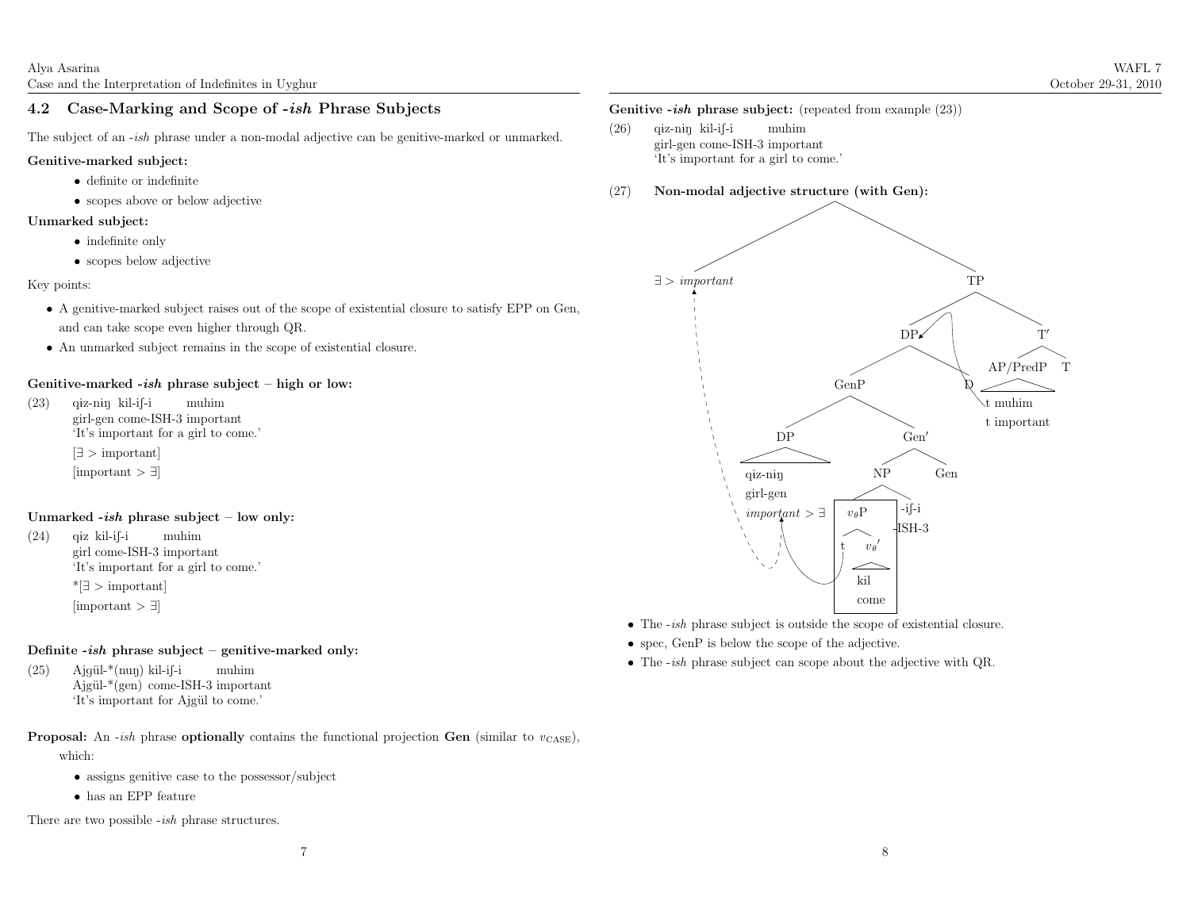### 4.2 Case-Marking and Scope of *-ish* Phrase Subjects

The subject of an *-ish* phrase under a non-modal adjective can be genitive-marked or unmarked.

**Genitive-marked subject:**

- definite or indefinite
- scopes above or below adjective

**Unmarked subject:**

- indefinite only
- scopes below adjective

Key points:

- A genitive-marked subject raises out of the scope of existential closure to satisfy EPP on Gen, and can take scope even higher through QR.
- An unmarked subject remains in the scope of existential closure.

**Genitive-marked *-ish* phrase subject – high or low:**

(23) qiz-niŋ kil-iʃ-i muhim
girl-gen come-ISH-3 important
'It's important for a girl to come.'
[∃ > important]
[important > ∃]

**Unmarked *-ish* phrase subject – low only:**

(24) qiz kil-iʃ-i muhim
girl come-ISH-3 important
'It's important for a girl to come.'
*[∃ > important]
[important > ∃]

**Definite *-ish* phrase subject – genitive-marked only:**

(25) Ajgül-*(nuŋ) kil-iʃ-i muhim
Ajgül-*(gen) come-ISH-3 important
'It's important for Ajgül to come.'

**Proposal:** An *-ish* phrase **optionally** contains the functional projection **Gen** (similar to $v_{\text{CASE}}$), which:

- assigns genitive case to the possessor/subject
- has an EPP feature

There are two possible *-ish* phrase structures.

**Genitive *-ish* phrase subject:** (repeated from example (23))

(26) qiz-niŋ kil-iʃ-i muhim
girl-gen come-ISH-3 important
'It's important for a girl to come.'

(27) **Non-modal adjective structure (with Gen):**

```
[ ∃ > important  [TP [DP [GenP [DP qiz-niŋ girl-gen] [Gen' [NP [vθP t [vθ' kil come]] -iʃ-i -ISH-3] Gen]] D] [T' [AP/PredP t muhim / t important] T]]]
   (important > ∃ at spec,GenP; QR to ∃ > important)
```

- The *-ish* phrase subject is outside the scope of existential closure.
- spec, GenP is below the scope of the adjective.
- The *-ish* phrase subject can scope about the adjective with QR.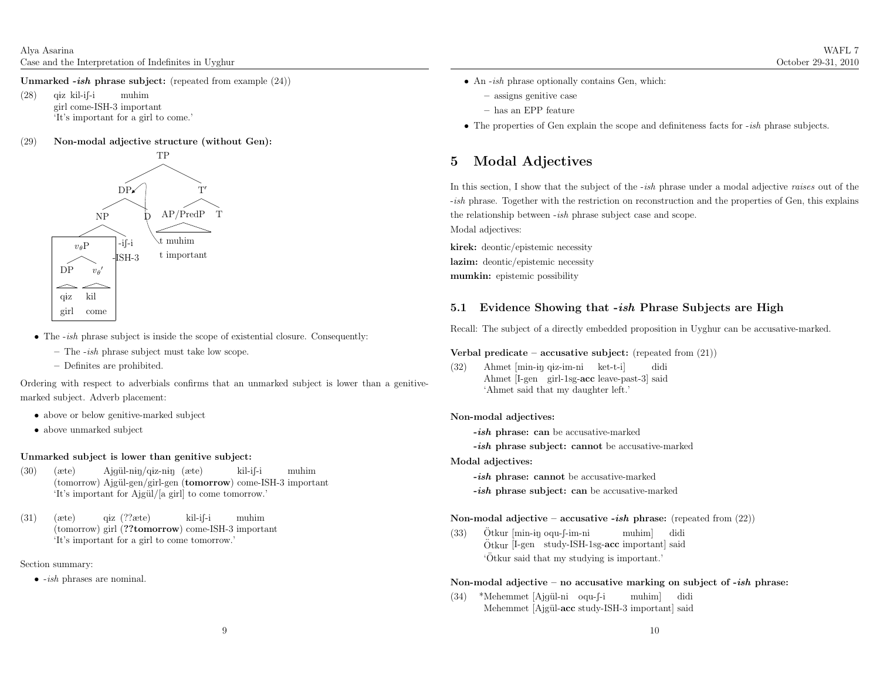**Unmarked -*ish* phrase subject:** (repeated from example (24))

(28) qiz kil-iʃ-i muhim
girl come-ISH-3 important
'It's important for a girl to come.'

(29) **Non-modal adjective structure (without Gen):**

```
                    TP
                 /      \
              DP          T'
            /    \       /   \
          NP      D   AP/PredP  T
        /    \           |
   [vθP]    -iʃ-i    t muhim
   /    \   -ISH-3   t important
  DP    vθ'
  |      |
 qiz    kil
 girl   come
```

- The -*ish* phrase subject is inside the scope of existential closure. Consequently:
  - The -*ish* phrase subject must take low scope.
  - Definites are prohibited.

Ordering with respect to adverbials confirms that an unmarked subject is lower than a genitive-marked subject. Adverb placement:

- above or below genitive-marked subject
- above unmarked subject

**Unmarked subject is lower than genitive subject:**

(30) (æte) Ajgül-niŋ/qiz-niŋ (æte) kil-iʃ-i muhim
(tomorrow) Ajgül-gen/girl-gen (**tomorrow**) come-ISH-3 important
'It's important for Ajgül/[a girl] to come tomorrow.'

(31) (æte) qiz (??æte) kil-iʃ-i muhim
(tomorrow) girl (**??tomorrow**) come-ISH-3 important
'It's important for a girl to come tomorrow.'

Section summary:

- -*ish* phrases are nominal.
- An -*ish* phrase optionally contains Gen, which:
  - assigns genitive case
  - has an EPP feature
- The properties of Gen explain the scope and definiteness facts for -*ish* phrase subjects.

# 5 Modal Adjectives

In this section, I show that the subject of the -*ish* phrase under a modal adjective *raises* out of the -*ish* phrase. Together with the restriction on reconstruction and the properties of Gen, this explains the relationship between -*ish* phrase subject case and scope.

Modal adjectives:

**kirek:** deontic/epistemic necessity
**lazim:** deontic/epistemic necessity
**mumkin:** epistemic possibility

## 5.1 Evidence Showing that -*ish* Phrase Subjects are High

Recall: The subject of a directly embedded proposition in Uyghur can be accusative-marked.

**Verbal predicate – accusative subject:** (repeated from (21))

(32) Ahmet [min-iŋ qiz-im-ni ket-t-i] didi
Ahmet [I-gen girl-1sg-**acc** leave-past-3] said
'Ahmet said that my daughter left.'

**Non-modal adjectives:**

**-*ish* phrase: can** be accusative-marked
**-*ish* phrase subject: cannot** be accusative-marked

**Modal adjectives:**

**-*ish* phrase: cannot** be accusative-marked
**-*ish* phrase subject: can** be accusative-marked

**Non-modal adjective – accusative -*ish* phrase:** (repeated from (22))

(33) Ötkur [min-iŋ oqu-ʃ-im-ni muhim] didi
Ötkur [I-gen study-ISH-1sg-**acc** important] said
'Ötkur said that my studying is important.'

**Non-modal adjective – no accusative marking on subject of -*ish* phrase:**

(34) *Mehemmet [Ajgül-ni oqu-ʃ-i muhim] didi
Mehemmet [Ajgül-**acc** study-ISH-3 important] said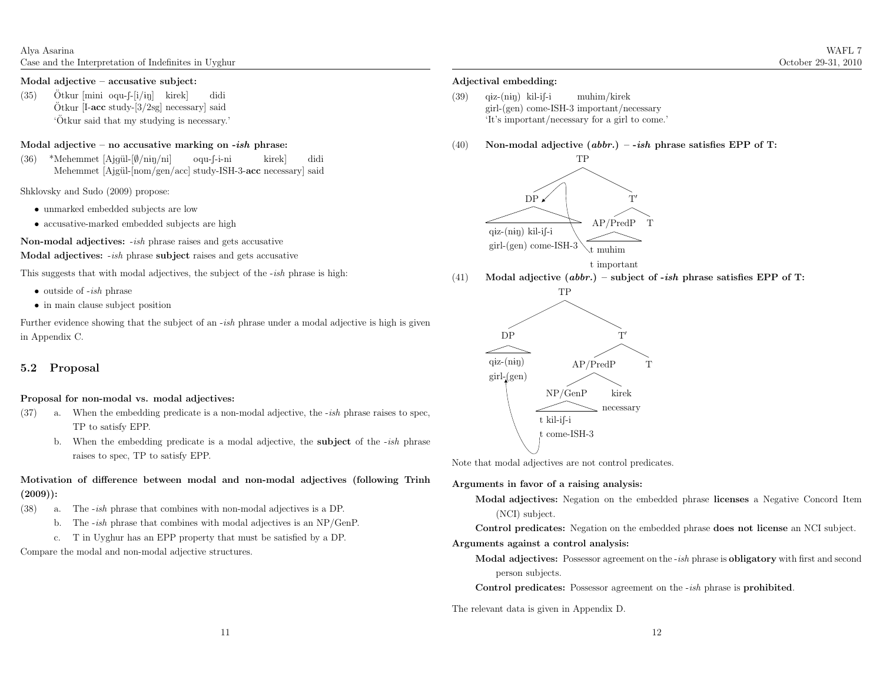**Modal adjective – accusative subject:**

(35) Ötkur [mini oqu-ʃ-[i/iŋ] kirek] didi
Ötkur [I-**acc** study-[3/2sg] necessary] said
'Ötkur said that my studying is necessary.'

**Modal adjective – no accusative marking on *-ish* phrase:**

(36) *Mehemmet [Ajgül-[∅/niŋ/ni] oqu-ʃ-i-ni kirek] didi
Mehemmet [Ajgül-[nom/gen/acc] study-ISH-3-**acc** necessary] said

Shklovsky and Sudo (2009) propose:

- unmarked embedded subjects are low
- accusative-marked embedded subjects are high

**Non-modal adjectives:** *-ish* phrase raises and gets accusative
**Modal adjectives:** *-ish* phrase **subject** raises and gets accusative

This suggests that with modal adjectives, the subject of the *-ish* phrase is high:

- outside of *-ish* phrase
- in main clause subject position

Further evidence showing that the subject of an *-ish* phrase under a modal adjective is high is given in Appendix C.

## 5.2 Proposal

**Proposal for non-modal vs. modal adjectives:**

(37) a. When the embedding predicate is a non-modal adjective, the *-ish* phrase raises to spec, TP to satisfy EPP.

b. When the embedding predicate is a modal adjective, the **subject** of the *-ish* phrase raises to spec, TP to satisfy EPP.

**Motivation of difference between modal and non-modal adjectives (following Trinh (2009)):**

(38) a. The *-ish* phrase that combines with non-modal adjectives is a DP.

b. The *-ish* phrase that combines with modal adjectives is an NP/GenP.

c. T in Uyghur has an EPP property that must be satisfied by a DP.

Compare the modal and non-modal adjective structures.

**Adjectival embedding:**

(39) qiz-(niŋ) kil-iʃ-i muhim/kirek
girl-(gen) come-ISH-3 important/necessary
'It's important/necessary for a girl to come.'

(40) **Non-modal adjective (*abbr.*) – *-ish* phrase satisfies EPP of T:**

[TP [DP qiz-(niŋ) kil-iʃ-i / girl-(gen) come-ISH-3] [T′ [AP/PredP t muhim / t important] T]]

(41) **Modal adjective (*abbr.*) – subject of *-ish* phrase satisfies EPP of T:**

[TP [DP qiz-(niŋ) / girl-(gen)] [T′ [AP/PredP [NP/GenP t kil-iʃ-i / t come-ISH-3] kirek / necessary] T]]

Note that modal adjectives are not control predicates.

**Arguments in favor of a raising analysis:**

**Modal adjectives:** Negation on the embedded phrase **licenses** a Negative Concord Item (NCI) subject.

**Control predicates:** Negation on the embedded phrase **does not license** an NCI subject.

**Arguments against a control analysis:**

**Modal adjectives:** Possessor agreement on the *-ish* phrase is **obligatory** with first and second person subjects.

**Control predicates:** Possessor agreement on the *-ish* phrase is **prohibited**.

The relevant data is given in Appendix D.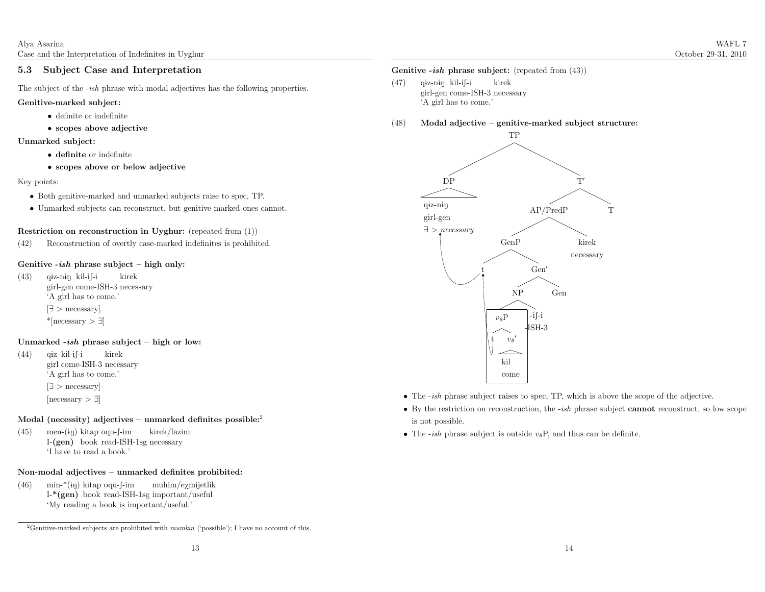### 5.3 Subject Case and Interpretation

The subject of the *-ish* phrase with modal adjectives has the following properties.

**Genitive-marked subject:**

- definite or indefinite
- **scopes above adjective**

**Unmarked subject:**

- **definite** or indefinite
- **scopes above or below adjective**

Key points:

- Both genitive-marked and unmarked subjects raise to spec, TP.
- Unmarked subjects can reconstruct, but genitive-marked ones cannot.

**Restriction on reconstruction in Uyghur:** (repeated from (1))

(42) Reconstruction of overtly case-marked indefinites is prohibited.

**Genitive *-ish* phrase subject – high only:**

(43) qiz-niŋ kil-iʃ-i kirek
girl-gen come-ISH-3 necessary
'A girl has to come.'
[∃ > necessary]
*[necessary > ∃]

**Unmarked *-ish* phrase subject – high or low:**

(44) qiz kil-iʃ-i kirek
girl come-ISH-3 necessary
'A girl has to come.'
[∃ > necessary]
[necessary > ∃]

**Modal (necessity) adjectives – unmarked definites possible:**[2]

(45) men-(iŋ) kitap oqu-ʃ-im kirek/lazim
I-**(gen)** book read-ISH-1sg necessary
'I have to read a book.'

**Non-modal adjectives – unmarked definites prohibited:**

(46) min-*(iŋ) kitap oqu-ʃ-im muhim/eχmijetlik
I-***(gen)** book read-ISH-1sg important/useful
'My reading a book is important/useful.'

[2] Genitive-marked subjects are prohibited with *mumkin* ('possible'); I have no account of this.

**Genitive *-ish* phrase subject:** (repeated from (43))

(47) qiz-niŋ kil-iʃ-i kirek
girl-gen come-ISH-3 necessary
'A girl has to come.'

(48) **Modal adjective – genitive-marked subject structure:**

```
[TP [DP qiz-niŋ girl-gen (∃ > necessary)]
    [T' [AP/PredP [GenP t [Gen' [NP [vθP t [vθ' kil come]] -iʃ-i -ISH-3] Gen]] kirek necessary] T]]
```

- The *-ish* phrase subject raises to spec, TP, which is above the scope of the adjective.
- By the restriction on reconstruction, the *-ish* phrase subject **cannot** reconstruct, so low scope is not possible.
- The *-ish* phrase subject is outside $v_\theta$P, and thus can be definite.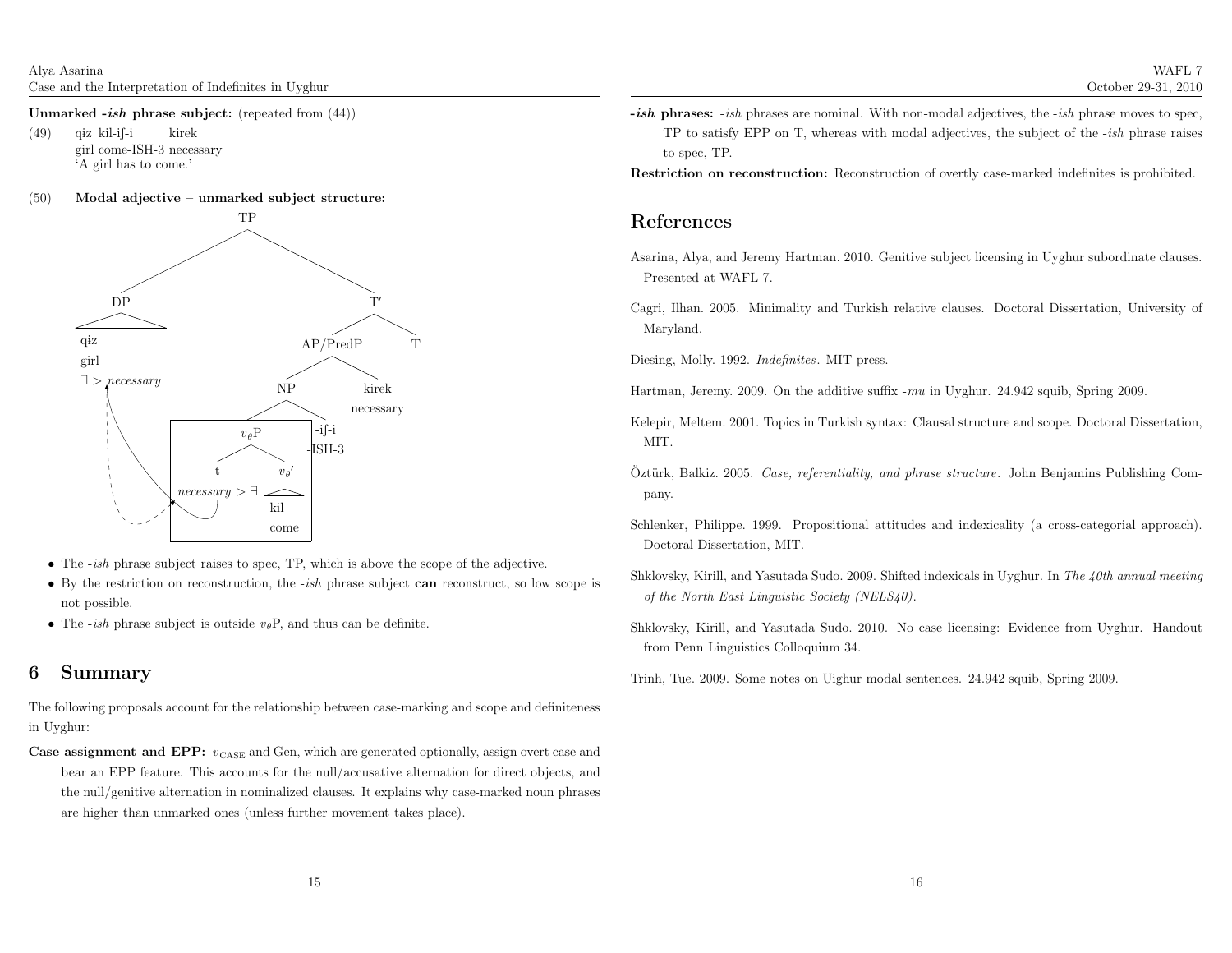**Unmarked *-ish* phrase subject:** (repeated from (44))

(49) qiz kil-iʃ-i kirek
girl come-ISH-3 necessary
'A girl has to come.'

(50) **Modal adjective – unmarked subject structure:**

```
TP
├── DP
│   qiz
│   girl
│   ∃ > necessary
└── T′
    ├── AP/PredP
    │   ├── NP
    │   │   ├── vθP
    │   │   │   ├── t
    │   │   │   │   necessary > ∃
    │   │   │   └── vθ′
    │   │   │       kil
    │   │   │       come
    │   │   └── -iʃ-i
    │   │       -ISH-3
    │   └── kirek
    │       necessary
    └── T
```

- The *-ish* phrase subject raises to spec, TP, which is above the scope of the adjective.
- By the restriction on reconstruction, the *-ish* phrase subject **can** reconstruct, so low scope is not possible.
- The *-ish* phrase subject is outside $v_\theta$P, and thus can be definite.

## 6 Summary

The following proposals account for the relationship between case-marking and scope and definiteness in Uyghur:

**Case assignment and EPP:** $v_{\text{CASE}}$ and Gen, which are generated optionally, assign overt case and bear an EPP feature. This accounts for the null/accusative alternation for direct objects, and the null/genitive alternation in nominalized clauses. It explains why case-marked noun phrases are higher than unmarked ones (unless further movement takes place).

***-ish* phrases:** *-ish* phrases are nominal. With non-modal adjectives, the *-ish* phrase moves to spec, TP to satisfy EPP on T, whereas with modal adjectives, the subject of the *-ish* phrase raises to spec, TP.

**Restriction on reconstruction:** Reconstruction of overtly case-marked indefinites is prohibited.

## References

Asarina, Alya, and Jeremy Hartman. 2010. Genitive subject licensing in Uyghur subordinate clauses. Presented at WAFL 7.

Cagri, Ilhan. 2005. Minimality and Turkish relative clauses. Doctoral Dissertation, University of Maryland.

Diesing, Molly. 1992. *Indefinites*. MIT press.

Hartman, Jeremy. 2009. On the additive suffix *-mu* in Uyghur. 24.942 squib, Spring 2009.

Kelepir, Meltem. 2001. Topics in Turkish syntax: Clausal structure and scope. Doctoral Dissertation, MIT.

Öztürk, Balkiz. 2005. *Case, referentiality, and phrase structure*. John Benjamins Publishing Company.

Schlenker, Philippe. 1999. Propositional attitudes and indexicality (a cross-categorial approach). Doctoral Dissertation, MIT.

Shklovsky, Kirill, and Yasutada Sudo. 2009. Shifted indexicals in Uyghur. In *The 40th annual meeting of the North East Linguistic Society (NELS40)*.

Shklovsky, Kirill, and Yasutada Sudo. 2010. No case licensing: Evidence from Uyghur. Handout from Penn Linguistics Colloquium 34.

Trinh, Tue. 2009. Some notes on Uighur modal sentences. 24.942 squib, Spring 2009.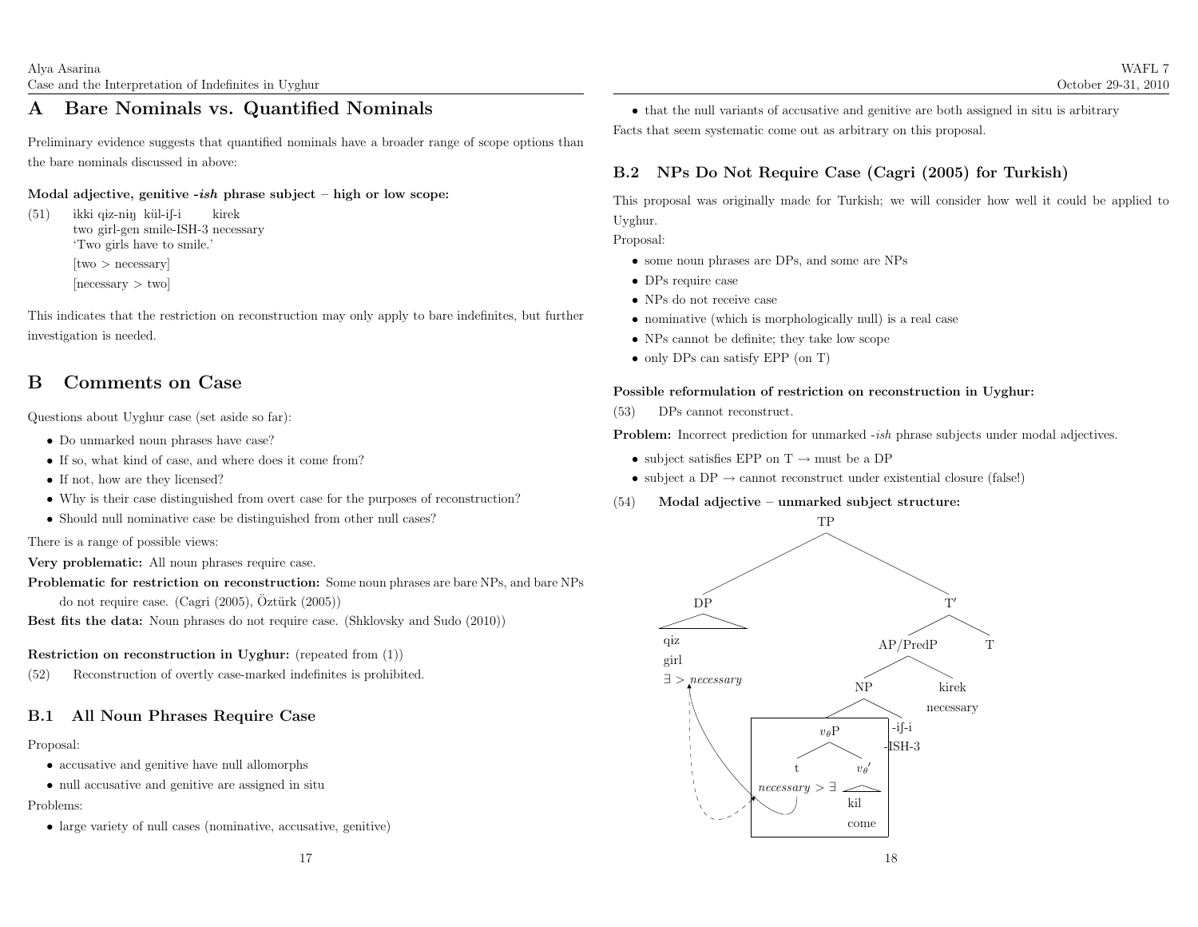# A Bare Nominals vs. Quantified Nominals

Preliminary evidence suggests that quantified nominals have a broader range of scope options than the bare nominals discussed in above:

**Modal adjective, genitive -*ish* phrase subject – high or low scope:**

(51) ikki qiz-niŋ kül-iʃ-i kirek
two girl-gen smile-ISH-3 necessary
'Two girls have to smile.'
[two > necessary]
[necessary > two]

This indicates that the restriction on reconstruction may only apply to bare indefinites, but further investigation is needed.

# B Comments on Case

Questions about Uyghur case (set aside so far):

- Do unmarked noun phrases have case?
- If so, what kind of case, and where does it come from?
- If not, how are they licensed?
- Why is their case distinguished from overt case for the purposes of reconstruction?
- Should null nominative case be distinguished from other null cases?

There is a range of possible views:

**Very problematic:** All noun phrases require case.

**Problematic for restriction on reconstruction:** Some noun phrases are bare NPs, and bare NPs do not require case. (Cagri (2005), Öztürk (2005))

**Best fits the data:** Noun phrases do not require case. (Shklovsky and Sudo (2010))

**Restriction on reconstruction in Uyghur:** (repeated from (1))

(52) Reconstruction of overtly case-marked indefinites is prohibited.

## B.1 All Noun Phrases Require Case

Proposal:

- accusative and genitive have null allomorphs
- null accusative and genitive are assigned in situ

Problems:

- large variety of null cases (nominative, accusative, genitive)
- that the null variants of accusative and genitive are both assigned in situ is arbitrary

Facts that seem systematic come out as arbitrary on this proposal.

## B.2 NPs Do Not Require Case (Cagri (2005) for Turkish)

This proposal was originally made for Turkish; we will consider how well it could be applied to Uyghur.

Proposal:

- some noun phrases are DPs, and some are NPs
- DPs require case
- NPs do not receive case
- nominative (which is morphologically null) is a real case
- NPs cannot be definite; they take low scope
- only DPs can satisfy EPP (on T)

**Possible reformulation of restriction on reconstruction in Uyghur:**

(53) DPs cannot reconstruct.

**Problem:** Incorrect prediction for unmarked -*ish* phrase subjects under modal adjectives.

- subject satisfies EPP on T → must be a DP
- subject a DP → cannot reconstruct under existential closure (false!)

(54) **Modal adjective – unmarked subject structure:**

[TP [DP qiz 'girl' (∃ > *necessary*)] [T′ [AP/PredP [NP [$v_\theta$P t (*necessary* > ∃) [$v_\theta$′ kil 'come']] -iʃ-i '-ISH-3'] kirek 'necessary'] T]]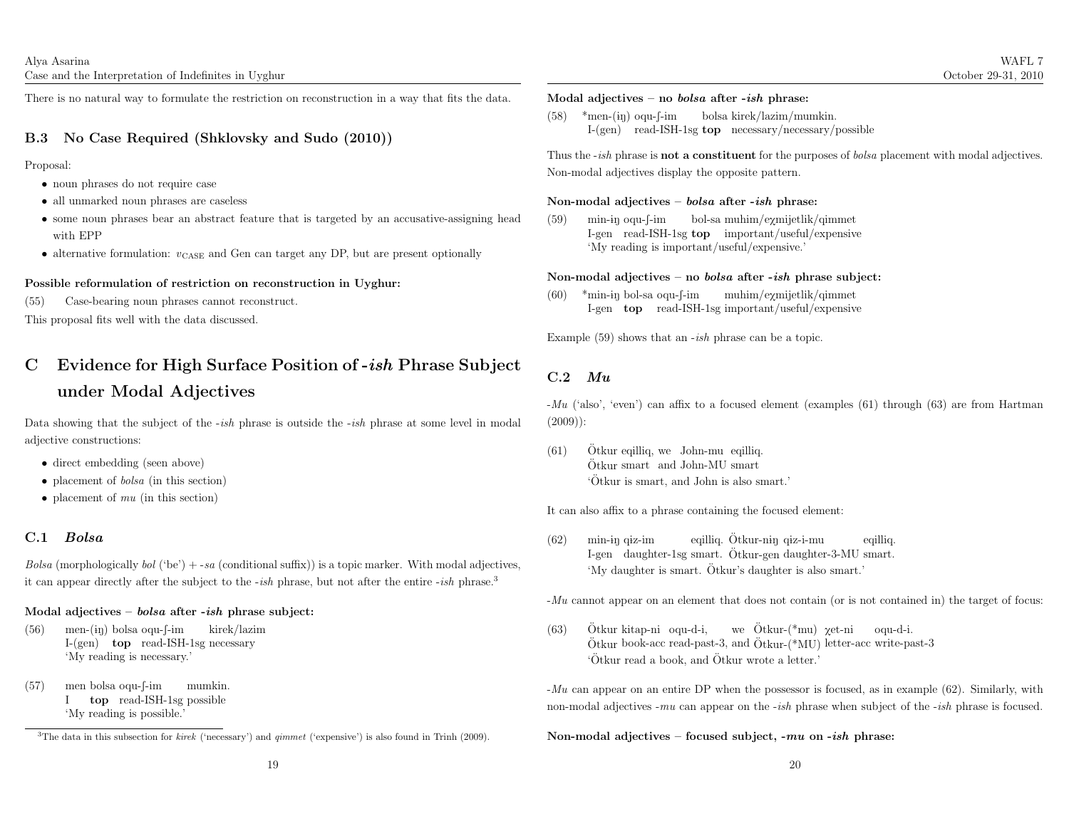There is no natural way to formulate the restriction on reconstruction in a way that fits the data.

### B.3 No Case Required (Shklovsky and Sudo (2010))

Proposal:

- noun phrases do not require case
- all unmarked noun phrases are caseless
- some noun phrases bear an abstract feature that is targeted by an accusative-assigning head with EPP
- alternative formulation: $v_{\text{CASE}}$ and Gen can target any DP, but are present optionally

**Possible reformulation of restriction on reconstruction in Uyghur:**

(55) Case-bearing noun phrases cannot reconstruct.

This proposal fits well with the data discussed.

## C Evidence for High Surface Position of *-ish* Phrase Subject under Modal Adjectives

Data showing that the subject of the *-ish* phrase is outside the *-ish* phrase at some level in modal adjective constructions:

- direct embedding (seen above)
- placement of *bolsa* (in this section)
- placement of *mu* (in this section)

### C.1 *Bolsa*

*Bolsa* (morphologically *bol* ('be') + *-sa* (conditional suffix)) is a topic marker. With modal adjectives, it can appear directly after the subject to the *-ish* phrase, but not after the entire *-ish* phrase.[3]

**Modal adjectives – *bolsa* after *-ish* phrase subject:**

(56) men-(iŋ) bolsa oqu-ʃ-im kirek/lazim
I-(gen) **top** read-ISH-1sg necessary
'My reading is necessary.'

(57) men bolsa oqu-ʃ-im mumkin.
I **top** read-ISH-1sg possible
'My reading is possible.'

[3]The data in this subsection for *kirek* ('necessary') and *qimmet* ('expensive') is also found in Trinh (2009).

**Modal adjectives – no *bolsa* after *-ish* phrase:**

(58) \*men-(iŋ) oqu-ʃ-im bolsa kirek/lazim/mumkin.
I-(gen) read-ISH-1sg **top** necessary/necessary/possible

Thus the *-ish* phrase is **not a constituent** for the purposes of *bolsa* placement with modal adjectives. Non-modal adjectives display the opposite pattern.

**Non-modal adjectives – *bolsa* after *-ish* phrase:**

(59) min-iŋ oqu-ʃ-im bol-sa muhim/eχmijetlik/qimmet
I-gen read-ISH-1sg **top** important/useful/expensive
'My reading is important/useful/expensive.'

**Non-modal adjectives – no *bolsa* after *-ish* phrase subject:**

(60) \*min-iŋ bol-sa oqu-ʃ-im muhim/eχmijetlik/qimmet
I-gen **top** read-ISH-1sg important/useful/expensive

Example (59) shows that an *-ish* phrase can be a topic.

### C.2 *Mu*

*-Mu* ('also', 'even') can affix to a focused element (examples (61) through (63) are from Hartman (2009)):

(61) Ötkur eqilliq, we John-mu eqilliq.
Ötkur smart and John-MU smart
'Ötkur is smart, and John is also smart.'

It can also affix to a phrase containing the focused element:

(62) min-iŋ qiz-im eqilliq. Ötkur-niŋ qiz-i-mu eqilliq.
I-gen daughter-1sg smart. Ötkur-gen daughter-3-MU smart.
'My daughter is smart. Ötkur's daughter is also smart.'

*-Mu* cannot appear on an element that does not contain (or is not contained in) the target of focus:

(63) Ötkur kitap-ni oqu-d-i, we Ötkur-(\*mu) χet-ni oqu-d-i.
Ötkur book-acc read-past-3, and Ötkur-(\*MU) letter-acc write-past-3
'Ötkur read a book, and Ötkur wrote a letter.'

*-Mu* can appear on an entire DP when the possessor is focused, as in example (62). Similarly, with non-modal adjectives *-mu* can appear on the *-ish* phrase when subject of the *-ish* phrase is focused.

**Non-modal adjectives – focused subject, *-mu* on *-ish* phrase:**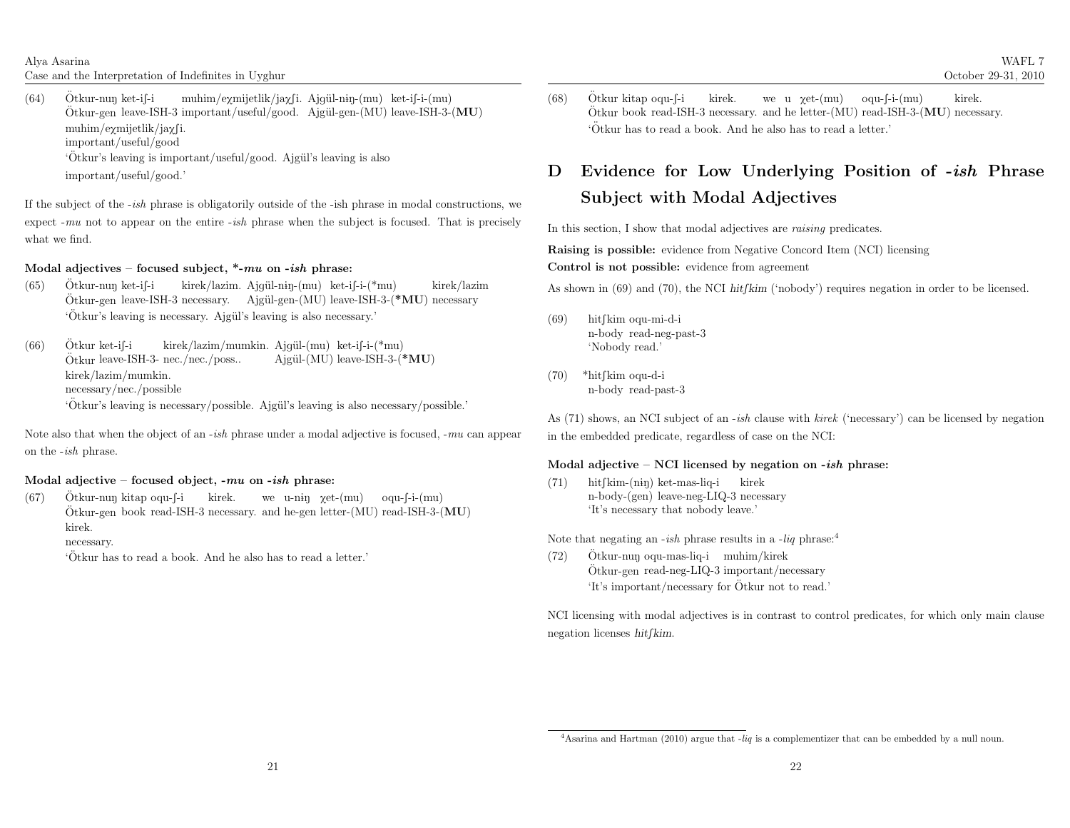(64) Ötkur-nuŋ ket-iʃ-i muhim/eχmijetlik/jaχʃi. Ajgül-niŋ-(mu) ket-iʃ-i-(mu)
Ötkur-gen leave-ISH-3 important/useful/good. Ajgül-gen-(MU) leave-ISH-3-(**MU**)
muhim/eχmijetlik/jaχʃi.
important/useful/good
'Ötkur's leaving is important/useful/good. Ajgül's leaving is also important/useful/good.'

If the subject of the *-ish* phrase is obligatorily outside of the -ish phrase in modal constructions, we expect *-mu* not to appear on the entire *-ish* phrase when the subject is focused. That is precisely what we find.

**Modal adjectives – focused subject, \*-*mu* on *-ish* phrase:**

(65) Ötkur-nuŋ ket-iʃ-i kirek/lazim. Ajgül-niŋ-(mu) ket-iʃ-i-(*mu) kirek/lazim
Ötkur-gen leave-ISH-3 necessary. Ajgül-gen-(MU) leave-ISH-3-(***MU**) necessary
'Ötkur's leaving is necessary. Ajgül's leaving is also necessary.'

(66) Ötkur ket-iʃ-i kirek/lazim/mumkin. Ajgül-(mu) ket-iʃ-i-(*mu)
Ötkur leave-ISH-3- nec./nec./poss.. Ajgül-(MU) leave-ISH-3-(***MU**)
kirek/lazim/mumkin.
necessary/nec./possible
'Ötkur's leaving is necessary/possible. Ajgül's leaving is also necessary/possible.'

Note also that when the object of an *-ish* phrase under a modal adjective is focused, *-mu* can appear on the *-ish* phrase.

**Modal adjective – focused object, *-mu* on *-ish* phrase:**

(67) Ötkur-nuŋ kitap oqu-ʃ-i kirek. we u-niŋ χet-(mu) oqu-ʃ-i-(mu)
Ötkur-gen book read-ISH-3 necessary. and he-gen letter-(MU) read-ISH-3-(**MU**)
kirek.
necessary.
'Ötkur has to read a book. And he also has to read a letter.'

(68) Ötkur kitap oqu-ʃ-i kirek. we u χet-(mu) oqu-ʃ-i-(mu) kirek.
Ötkur book read-ISH-3 necessary. and he letter-(MU) read-ISH-3-(**MU**) necessary.
'Ötkur has to read a book. And he also has to read a letter.'

# D Evidence for Low Underlying Position of *-ish* Phrase Subject with Modal Adjectives

In this section, I show that modal adjectives are *raising* predicates.

**Raising is possible:** evidence from Negative Concord Item (NCI) licensing

**Control is not possible:** evidence from agreement

As shown in (69) and (70), the NCI *hitʃkim* ('nobody') requires negation in order to be licensed.

(69) hitʃkim oqu-mi-d-i
n-body read-neg-past-3
'Nobody read.'

(70) *hitʃkim oqu-d-i
n-body read-past-3

As (71) shows, an NCI subject of an *-ish* clause with *kirek* ('necessary') can be licensed by negation in the embedded predicate, regardless of case on the NCI:

**Modal adjective – NCI licensed by negation on *-ish* phrase:**

(71) hitʃkim-(niŋ) ket-mas-liq-i kirek
n-body-(gen) leave-neg-LIQ-3 necessary
'It's necessary that nobody leave.'

Note that negating an *-ish* phrase results in a *-liq* phrase:[4]

(72) Ötkur-nuŋ oqu-mas-liq-i muhim/kirek
Ötkur-gen read-neg-LIQ-3 important/necessary
'It's important/necessary for Ötkur not to read.'

NCI licensing with modal adjectives is in contrast to control predicates, for which only main clause negation licenses *hitʃkim*.

[4] Asarina and Hartman (2010) argue that *-liq* is a complementizer that can be embedded by a null noun.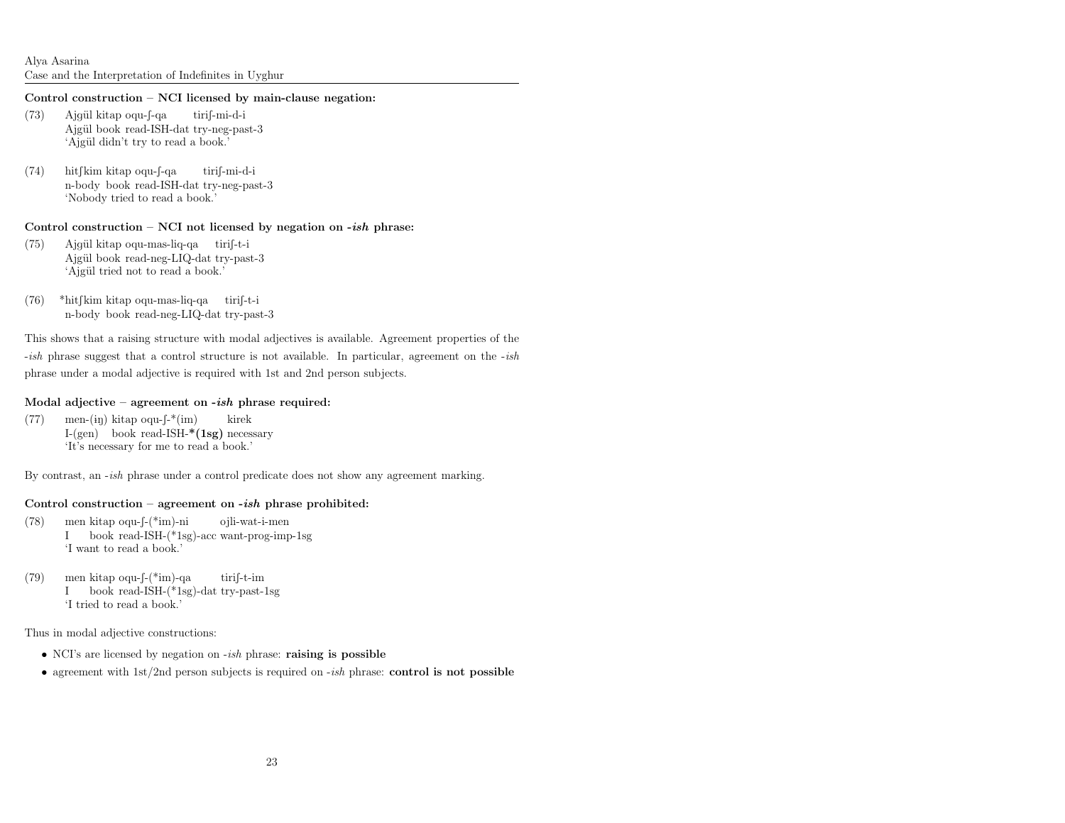**Control construction – NCI licensed by main-clause negation:**

(73) Ajgül kitap oqu-ʃ-qa tiriʃ-mi-d-i
Ajgül book read-ISH-dat try-neg-past-3
'Ajgül didn't try to read a book.'

(74) hitʃkim kitap oqu-ʃ-qa tiriʃ-mi-d-i
n-body book read-ISH-dat try-neg-past-3
'Nobody tried to read a book.'

**Control construction – NCI not licensed by negation on *-ish* phrase:**

(75) Ajgül kitap oqu-mas-liq-qa tiriʃ-t-i
Ajgül book read-neg-LIQ-dat try-past-3
'Ajgül tried not to read a book.'

(76) *hitʃkim kitap oqu-mas-liq-qa tiriʃ-t-i
n-body book read-neg-LIQ-dat try-past-3

This shows that a raising structure with modal adjectives is available. Agreement properties of the *-ish* phrase suggest that a control structure is not available. In particular, agreement on the *-ish* phrase under a modal adjective is required with 1st and 2nd person subjects.

**Modal adjective – agreement on *-ish* phrase required:**

(77) men-(iŋ) kitap oqu-ʃ-*(im) kirek
I-(gen) book read-ISH-***(1sg)** necessary
'It's necessary for me to read a book.'

By contrast, an *-ish* phrase under a control predicate does not show any agreement marking.

**Control construction – agreement on *-ish* phrase prohibited:**

(78) men kitap oqu-ʃ-(*im)-ni ojli-wat-i-men
I book read-ISH-(*1sg)-acc want-prog-imp-1sg
'I want to read a book.'

(79) men kitap oqu-ʃ-(*im)-qa tiriʃ-t-im
I book read-ISH-(*1sg)-dat try-past-1sg
'I tried to read a book.'

Thus in modal adjective constructions:

- NCI's are licensed by negation on *-ish* phrase: **raising is possible**
- agreement with 1st/2nd person subjects is required on *-ish* phrase: **control is not possible**